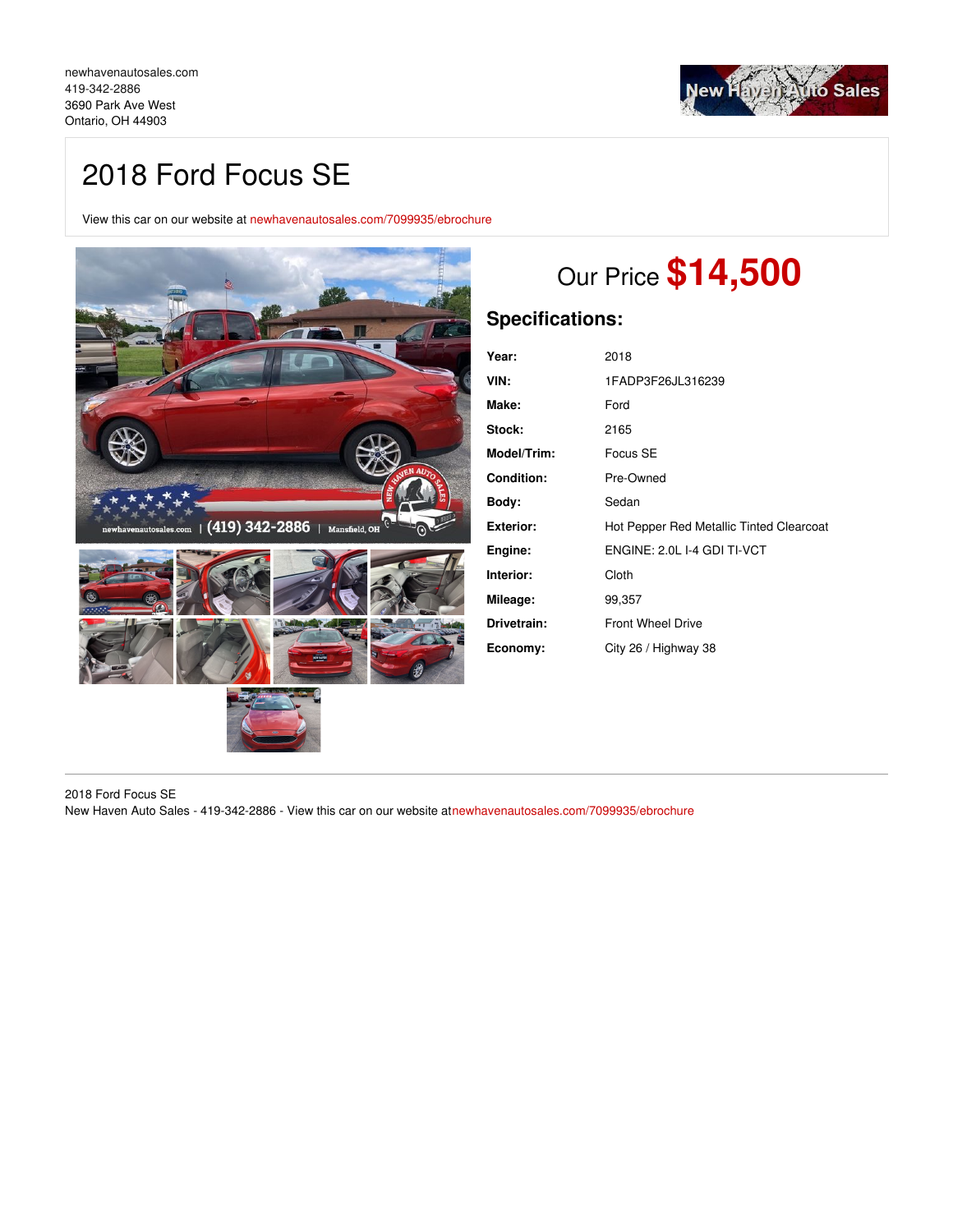newhavenautosales.com
419-342-2886
3690 Park Ave West
Ontario, OH 44903

# 2018 Ford Focus SE

View this car on our website at newhavenautosales.com/7099935/ebrochure

## Our Price $14,500

## Specifications:

| | |
|---|---|
| **Year:** | 2018 |
| **VIN:** | 1FADP3F26JL316239 |
| **Make:** | Ford |
| **Stock:** | 2165 |
| **Model/Trim:** | Focus SE |
| **Condition:** | Pre-Owned |
| **Body:** | Sedan |
| **Exterior:** | Hot Pepper Red Metallic Tinted Clearcoat |
| **Engine:** | ENGINE: 2.0L I-4 GDI TI-VCT |
| **Interior:** | Cloth |
| **Mileage:** | 99,357 |
| **Drivetrain:** | Front Wheel Drive |
| **Economy:** | City 26 / Highway 38 |

2018 Ford Focus SE
New Haven Auto Sales - 419-342-2886 - View this car on our website atnewhavenautosales.com/7099935/ebrochure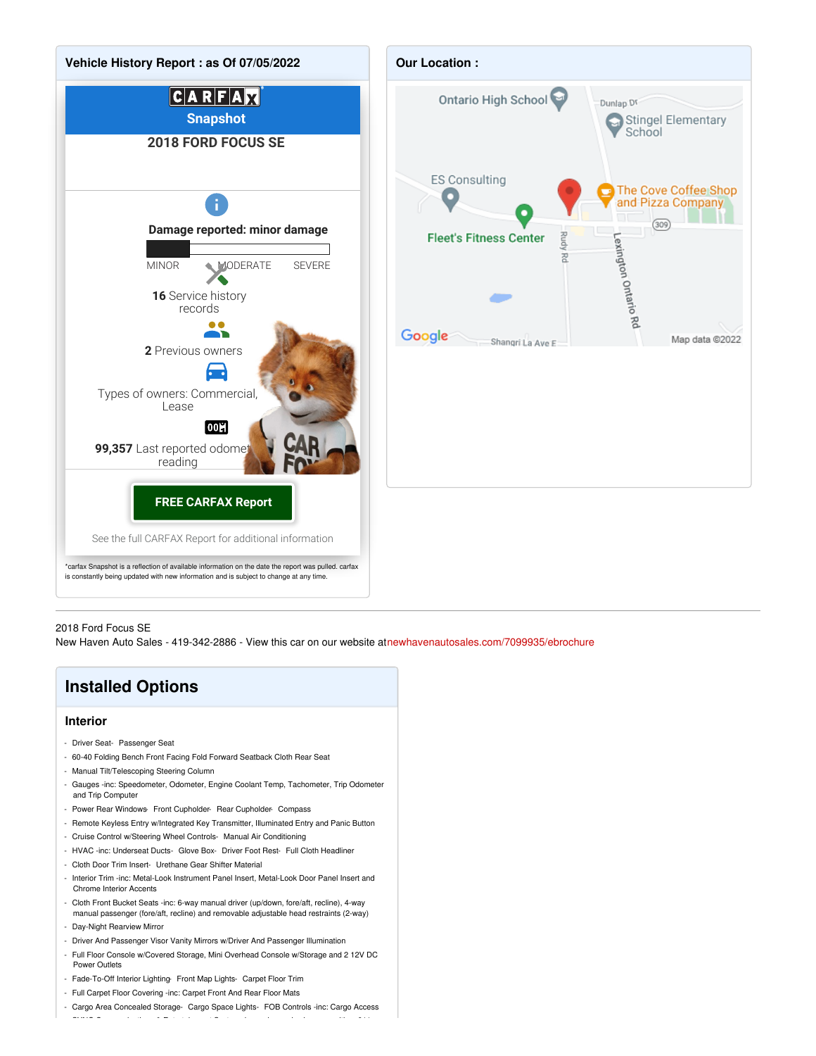## Vehicle History Report : as Of 07/05/2022

**CARFAX Snapshot**

**2018 FORD FOCUS SE**

**Damage reported: minor damage**

MINOR MODERATE SEVERE

**16** Service history records

**2** Previous owners

Types of owners: Commercial, Lease

**99,357** Last reported odometer reading

**FREE CARFAX Report**

See the full CARFAX Report for additional information

*carfax Snapshot is a reflection of available information on the date the report was pulled. carfax is constantly being updated with new information and is subject to change at any time.

## Our Location :

---

2018 Ford Focus SE
New Haven Auto Sales - 419-342-2886 - View this car on our website atnewhavenautosales.com/7099935/ebrochure

## Installed Options

### Interior

- Driver Seat- Passenger Seat
- 60-40 Folding Bench Front Facing Fold Forward Seatback Cloth Rear Seat
- Manual Tilt/Telescoping Steering Column
- Gauges -inc: Speedometer, Odometer, Engine Coolant Temp, Tachometer, Trip Odometer and Trip Computer
- Power Rear Windows- Front Cupholder- Rear Cupholder- Compass
- Remote Keyless Entry w/Integrated Key Transmitter, Illuminated Entry and Panic Button
- Cruise Control w/Steering Wheel Controls- Manual Air Conditioning
- HVAC -inc: Underseat Ducts- Glove Box- Driver Foot Rest- Full Cloth Headliner
- Cloth Door Trim Insert- Urethane Gear Shifter Material
- Interior Trim -inc: Metal-Look Instrument Panel Insert, Metal-Look Door Panel Insert and Chrome Interior Accents
- Cloth Front Bucket Seats -inc: 6-way manual driver (up/down, fore/aft, recline), 4-way manual passenger (fore/aft, recline) and removable adjustable head restraints (2-way)
- Day-Night Rearview Mirror
- Driver And Passenger Visor Vanity Mirrors w/Driver And Passenger Illumination
- Full Floor Console w/Covered Storage, Mini Overhead Console w/Storage and 2 12V DC Power Outlets
- Fade-To-Off Interior Lighting- Front Map Lights- Carpet Floor Trim
- Full Carpet Floor Covering -inc: Carpet Front And Rear Floor Mats
- Cargo Area Concealed Storage- Cargo Space Lights- FOB Controls -inc: Cargo Access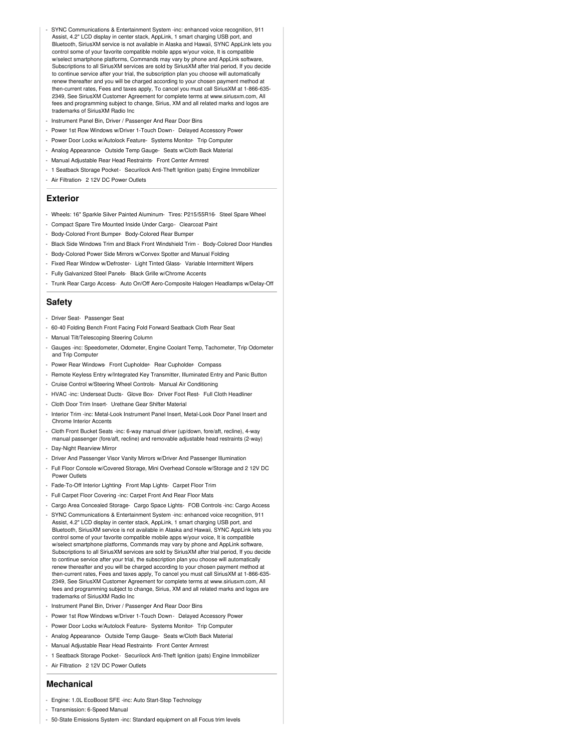- SYNC Communications & Entertainment System -inc: enhanced voice recognition, 911 Assist, 4.2" LCD display in center stack, AppLink, 1 smart charging USB port, and Bluetooth, SiriusXM service is not available in Alaska and Hawaii, SYNC AppLink lets you control some of your favorite compatible mobile apps w/your voice, It is compatible w/select smartphone platforms, Commands may vary by phone and AppLink software, Subscriptions to all SiriusXM services are sold by SiriusXM after trial period, If you decide to continue service after your trial, the subscription plan you choose will automatically renew thereafter and you will be charged according to your chosen payment method at then-current rates, Fees and taxes apply, To cancel you must call SiriusXM at 1-866-635-2349, See SiriusXM Customer Agreement for complete terms at www.siriusxm.com, All fees and programming subject to change, Sirius, XM and all related marks and logos are trademarks of SiriusXM Radio Inc
- Instrument Panel Bin, Driver / Passenger And Rear Door Bins
- Power 1st Row Windows w/Driver 1-Touch Down - Delayed Accessory Power
- Power Door Locks w/Autolock Feature - Systems Monitor - Trip Computer
- Analog Appearance - Outside Temp Gauge - Seats w/Cloth Back Material
- Manual Adjustable Rear Head Restraints - Front Center Armrest
- 1 Seatback Storage Pocket - Securilock Anti-Theft Ignition (pats) Engine Immobilizer
- Air Filtration - 2 12V DC Power Outlets

## Exterior

- Wheels: 16" Sparkle Silver Painted Aluminum - Tires: P215/55R16 - Steel Spare Wheel
- Compact Spare Tire Mounted Inside Under Cargo - Clearcoat Paint
- Body-Colored Front Bumper - Body-Colored Rear Bumper
- Black Side Windows Trim and Black Front Windshield Trim - Body-Colored Door Handles
- Body-Colored Power Side Mirrors w/Convex Spotter and Manual Folding
- Fixed Rear Window w/Defroster - Light Tinted Glass - Variable Intermittent Wipers
- Fully Galvanized Steel Panels - Black Grille w/Chrome Accents
- Trunk Rear Cargo Access - Auto On/Off Aero-Composite Halogen Headlamps w/Delay-Off

## Safety

- Driver Seat - Passenger Seat
- 60-40 Folding Bench Front Facing Fold Forward Seatback Cloth Rear Seat
- Manual Tilt/Telescoping Steering Column
- Gauges -inc: Speedometer, Odometer, Engine Coolant Temp, Tachometer, Trip Odometer and Trip Computer
- Power Rear Windows - Front Cupholder - Rear Cupholder - Compass
- Remote Keyless Entry w/Integrated Key Transmitter, Illuminated Entry and Panic Button
- Cruise Control w/Steering Wheel Controls - Manual Air Conditioning
- HVAC -inc: Underseat Ducts - Glove Box - Driver Foot Rest - Full Cloth Headliner
- Cloth Door Trim Insert - Urethane Gear Shifter Material
- Interior Trim -inc: Metal-Look Instrument Panel Insert, Metal-Look Door Panel Insert and Chrome Interior Accents
- Cloth Front Bucket Seats -inc: 6-way manual driver (up/down, fore/aft, recline), 4-way manual passenger (fore/aft, recline) and removable adjustable head restraints (2-way)
- Day-Night Rearview Mirror
- Driver And Passenger Visor Vanity Mirrors w/Driver And Passenger Illumination
- Full Floor Console w/Covered Storage, Mini Overhead Console w/Storage and 2 12V DC Power Outlets
- Fade-To-Off Interior Lighting - Front Map Lights - Carpet Floor Trim
- Full Carpet Floor Covering -inc: Carpet Front And Rear Floor Mats
- Cargo Area Concealed Storage - Cargo Space Lights - FOB Controls -inc: Cargo Access
- SYNC Communications & Entertainment System -inc: enhanced voice recognition, 911 Assist, 4.2" LCD display in center stack, AppLink, 1 smart charging USB port, and Bluetooth, SiriusXM service is not available in Alaska and Hawaii, SYNC AppLink lets you control some of your favorite compatible mobile apps w/your voice, It is compatible w/select smartphone platforms, Commands may vary by phone and AppLink software, Subscriptions to all SiriusXM services are sold by SiriusXM after trial period, If you decide to continue service after your trial, the subscription plan you choose will automatically renew thereafter and you will be charged according to your chosen payment method at then-current rates, Fees and taxes apply, To cancel you must call SiriusXM at 1-866-635-2349, See SiriusXM Customer Agreement for complete terms at www.siriusxm.com, All fees and programming subject to change, Sirius, XM and all related marks and logos are trademarks of SiriusXM Radio Inc
- Instrument Panel Bin, Driver / Passenger And Rear Door Bins
- Power 1st Row Windows w/Driver 1-Touch Down - Delayed Accessory Power
- Power Door Locks w/Autolock Feature - Systems Monitor - Trip Computer
- Analog Appearance - Outside Temp Gauge - Seats w/Cloth Back Material
- Manual Adjustable Rear Head Restraints - Front Center Armrest
- 1 Seatback Storage Pocket - Securilock Anti-Theft Ignition (pats) Engine Immobilizer
- Air Filtration - 2 12V DC Power Outlets

## Mechanical

- Engine: 1.0L EcoBoost SFE -inc: Auto Start-Stop Technology
- Transmission: 6-Speed Manual
- 50-State Emissions System -inc: Standard equipment on all Focus trim levels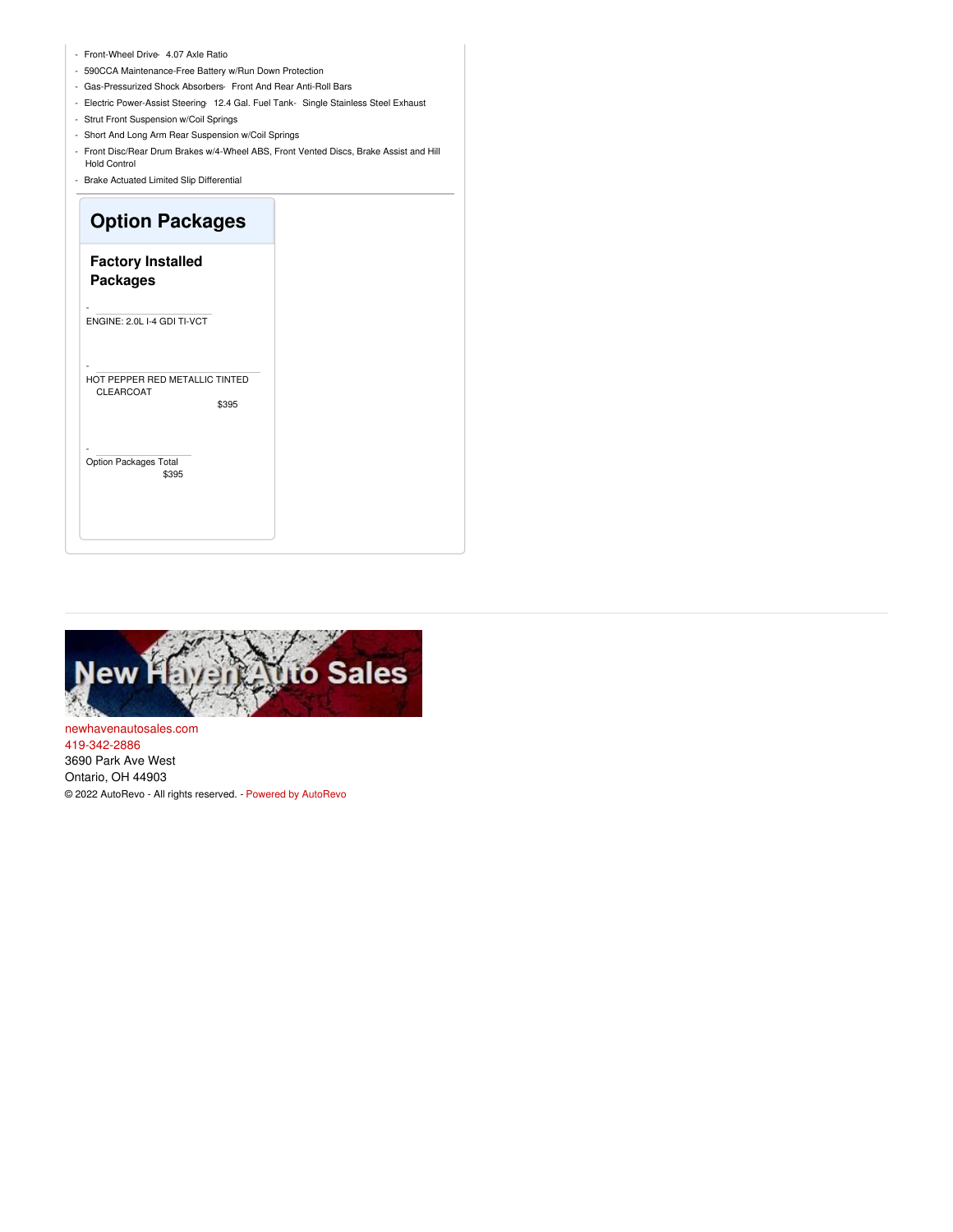- Front-Wheel Drive- 4.07 Axle Ratio
- 590CCA Maintenance-Free Battery w/Run Down Protection
- Gas-Pressurized Shock Absorbers- Front And Rear Anti-Roll Bars
- Electric Power-Assist Steering- 12.4 Gal. Fuel Tank- Single Stainless Steel Exhaust
- Strut Front Suspension w/Coil Springs
- Short And Long Arm Rear Suspension w/Coil Springs
- Front Disc/Rear Drum Brakes w/4-Wheel ABS, Front Vented Discs, Brake Assist and Hill Hold Control
- Brake Actuated Limited Slip Differential

## Option Packages

### Factory Installed Packages

- ENGINE: 2.0L I-4 GDI TI-VCT

- HOT PEPPER RED METALLIC TINTED CLEARCOAT $395

- Option Packages Total $395

New Haven Auto Sales

newhavenautosales.com
419-342-2886
3690 Park Ave West
Ontario, OH 44903
© 2022 AutoRevo - All rights reserved. - Powered by AutoRevo